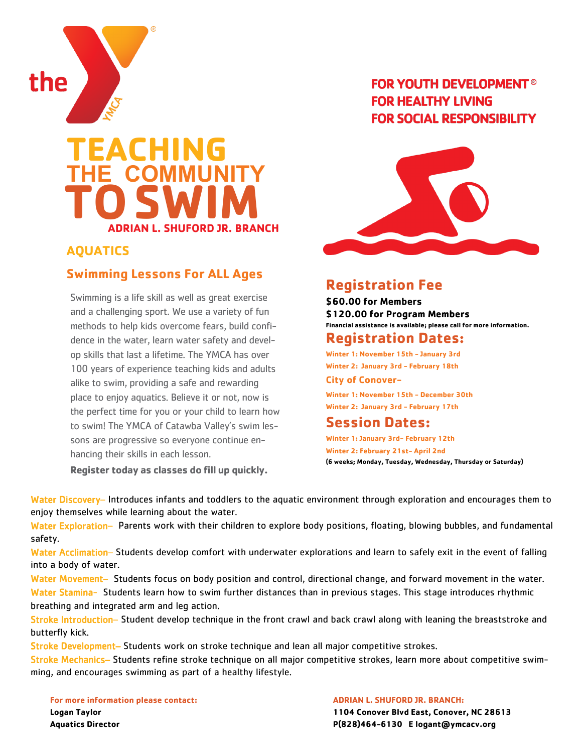the YMCA

# TEACHING THE COMMUNITY TO SWIM

**ADRIAN L. SHUFORD JR. BRANCH**

**FOR YOUTH DEVELOPMENT®**
**FOR HEALTHY LIVING**
**FOR SOCIAL RESPONSIBILITY**

## AQUATICS

### Swimming Lessons For ALL Ages

Swimming is a life skill as well as great exercise and a challenging sport. We use a variety of fun methods to help kids overcome fears, build confidence in the water, learn water safety and develop skills that last a lifetime. The YMCA has over 100 years of experience teaching kids and adults alike to swim, providing a safe and rewarding place to enjoy aquatics. Believe it or not, now is the perfect time for you or your child to learn how to swim! The YMCA of Catawba Valley's swim lessons are progressive so everyone continue enhancing their skills in each lesson.

**Register today as classes do fill up quickly.**

## Registration Fee

**$60.00 for Members**
**$120.00 for Program Members**
**Financial assistance is available; please call for more information.**

## Registration Dates:

**Winter 1: November 15th - January 3rd**
**Winter 2: January 3rd - February 18th**

**City of Conover-**

**Winter 1: November 15th - December 30th**
**Winter 2: January 3rd - February 17th**

## Session Dates:

**Winter 1: January 3rd- February 12th**
**Winter 2: February 21st- April 2nd**
**(6 weeks; Monday, Tuesday, Wednesday, Thursday or Saturday)**

Water Discovery– Introduces infants and toddlers to the aquatic environment through exploration and encourages them to enjoy themselves while learning about the water.

Water Exploration– Parents work with their children to explore body positions, floating, blowing bubbles, and fundamental safety.

Water Acclimation– Students develop comfort with underwater explorations and learn to safely exit in the event of falling into a body of water.

Water Movement– Students focus on body position and control, directional change, and forward movement in the water.

Water Stamina- Students learn how to swim further distances than in previous stages. This stage introduces rhythmic breathing and integrated arm and leg action.

Stroke Introduction– Student develop technique in the front crawl and back crawl along with leaning the breaststroke and butterfly kick.

Stroke Development– Students work on stroke technique and lean all major competitive strokes.

Stroke Mechanics– Students refine stroke technique on all major competitive strokes, learn more about competitive swimming, and encourages swimming as part of a healthy lifestyle.

**For more information please contact:**
**Logan Taylor**
**Aquatics Director**

**ADRIAN L. SHUFORD JR. BRANCH:**
**1104 Conover Blvd East, Conover, NC 28613**
**P(828)464-6130 E logant@ymcacv.org**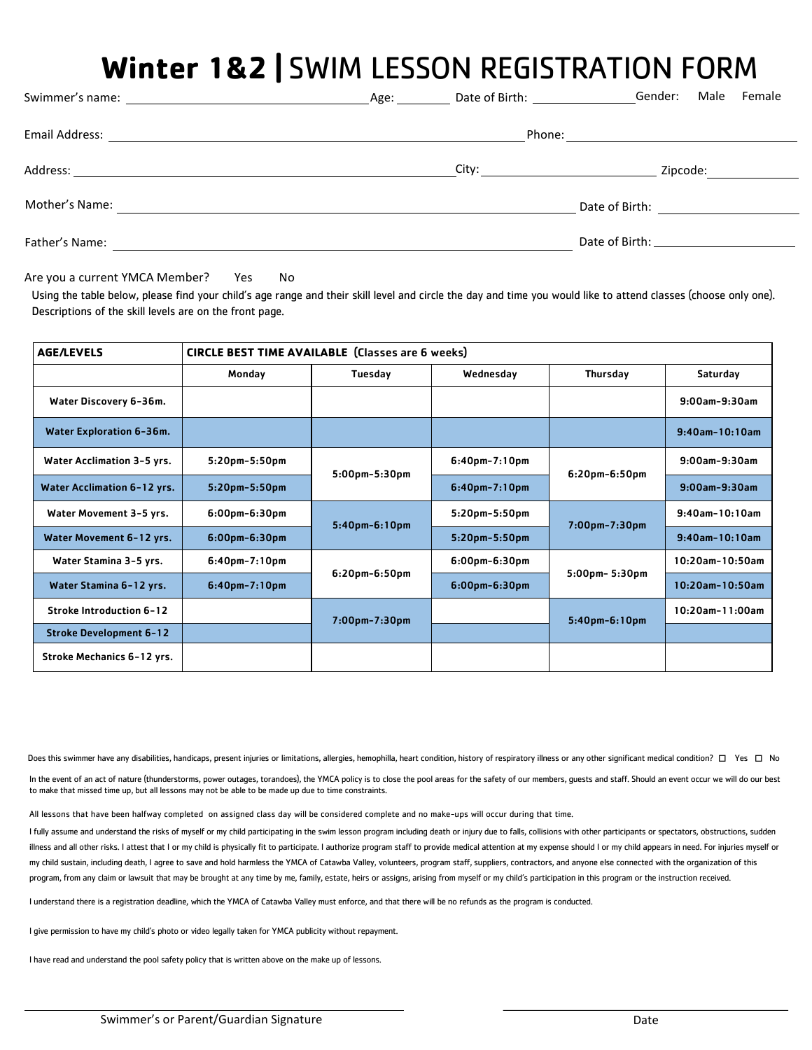# Winter 1&2 | SWIM LESSON REGISTRATION FORM

Swimmer's name: ______________________ Age: ________ Date of Birth: ______________ Gender: Male Female

Email Address: ______________________________________ Phone: ______________________

Address: ______________________________________ City: ______________________ Zipcode: ____________

Mother's Name: ______________________________________ Date of Birth: ______________________

Father's Name: ______________________________________ Date of Birth: ______________________

Are you a current YMCA Member? Yes No

Using the table below, please find your child's age range and their skill level and circle the day and time you would like to attend classes (choose only one). Descriptions of the skill levels are on the front page.

| AGE/LEVELS | CIRCLE BEST TIME AVAILABLE (Classes are 6 weeks) | | | | |
|---|---|---|---|---|---|
| | Monday | Tuesday | Wednesday | Thursday | Saturday |
| Water Discovery 6-36m. | | | | | 9:00am-9:30am |
| Water Exploration 6-36m. | | | | | 9:40am-10:10am |
| Water Acclimation 3-5 yrs. | 5:20pm-5:50pm | 5:00pm-5:30pm | 6:40pm-7:10pm | 6:20pm-6:50pm | 9:00am-9:30am |
| Water Acclimation 6-12 yrs. | 5:20pm-5:50pm | | 6:40pm-7:10pm | | 9:00am-9:30am |
| Water Movement 3-5 yrs. | 6:00pm-6:30pm | 5:40pm-6:10pm | 5:20pm-5:50pm | 7:00pm-7:30pm | 9:40am-10:10am |
| Water Movement 6-12 yrs. | 6:00pm-6:30pm | | 5:20pm-5:50pm | | 9:40am-10:10am |
| Water Stamina 3-5 yrs. | 6:40pm-7:10pm | 6:20pm-6:50pm | 6:00pm-6:30pm | 5:00pm- 5:30pm | 10:20am-10:50am |
| Water Stamina 6-12 yrs. | 6:40pm-7:10pm | | 6:00pm-6:30pm | | 10:20am-10:50am |
| Stroke Introduction 6-12 | | 7:00pm-7:30pm | | 5:40pm-6:10pm | 10:20am-11:00am |
| Stroke Development 6-12 | | | | | |
| Stroke Mechanics 6-12 yrs. | | | | | |

Does this swimmer have any disabilities, handicaps, present injuries or limitations, allergies, hemophilla, heart condition, history of respiratory illness or any other significant medical condition? ☐ Yes ☐ No

In the event of an act of nature (thunderstorms, power outages, torandoes), the YMCA policy is to close the pool areas for the safety of our members, guests and staff. Should an event occur we will do our best to make that missed time up, but all lessons may not be able to be made up due to time constraints.

All lessons that have been halfway completed on assigned class day will be considered complete and no make-ups will occur during that time.

I fully assume and understand the risks of myself or my child participating in the swim lesson program including death or injury due to falls, collisions with other participants or spectators, obstructions, sudden illness and all other risks. I attest that I or my child is physically fit to participate. I authorize program staff to provide medical attention at my expense should I or my child appears in need. For injuries myself or my child sustain, including death, I agree to save and hold harmless the YMCA of Catawba Valley, volunteers, program staff, suppliers, contractors, and anyone else connected with the organization of this program, from any claim or lawsuit that may be brought at any time by me, family, estate, heirs or assigns, arising from myself or my child's participation in this program or the instruction received.

I understand there is a registration deadline, which the YMCA of Catawba Valley must enforce, and that there will be no refunds as the program is conducted.

I give permission to have my child's photo or video legally taken for YMCA publicity without repayment.

I have read and understand the pool safety policy that is written above on the make up of lessons.

______________________________________ Swimmer's or Parent/Guardian Signature

______________________ Date